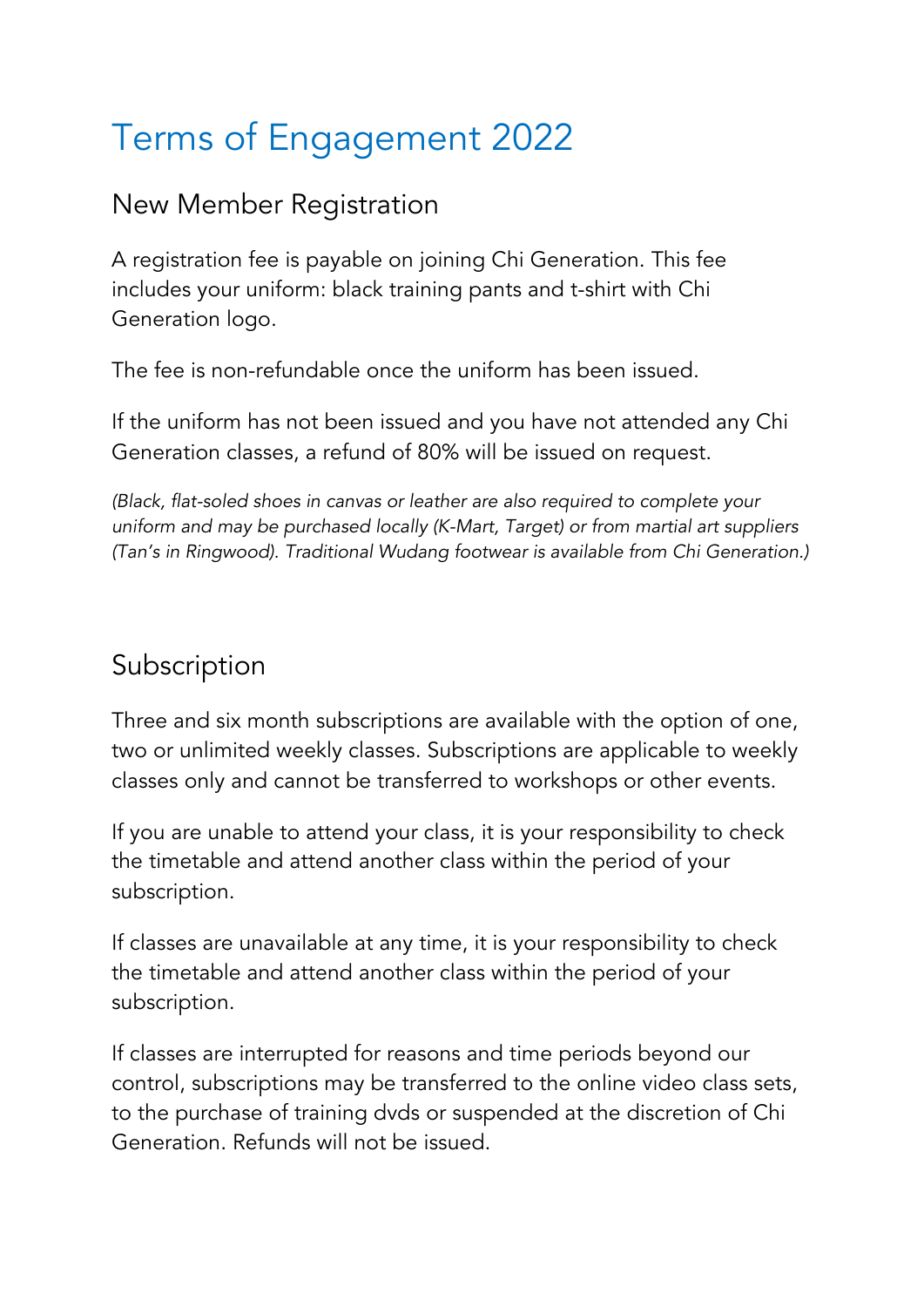# Terms of Engagement 2022

## New Member Registration

A registration fee is payable on joining Chi Generation. This fee includes your uniform: black training pants and t-shirt with Chi Generation logo.

The fee is non-refundable once the uniform has been issued.

If the uniform has not been issued and you have not attended any Chi Generation classes, a refund of 80% will be issued on request.

*(Black, flat-soled shoes in canvas or leather are also required to complete your uniform and may be purchased locally (K-Mart, Target) or from martial art suppliers (Tan's in Ringwood). Traditional Wudang footwear is available from Chi Generation.)*

## Subscription

Three and six month subscriptions are available with the option of one, two or unlimited weekly classes. Subscriptions are applicable to weekly classes only and cannot be transferred to workshops or other events.

If you are unable to attend your class, it is your responsibility to check the timetable and attend another class within the period of your subscription.

If classes are unavailable at any time, it is your responsibility to check the timetable and attend another class within the period of your subscription.

If classes are interrupted for reasons and time periods beyond our control, subscriptions may be transferred to the online video class sets, to the purchase of training dvds or suspended at the discretion of Chi Generation. Refunds will not be issued.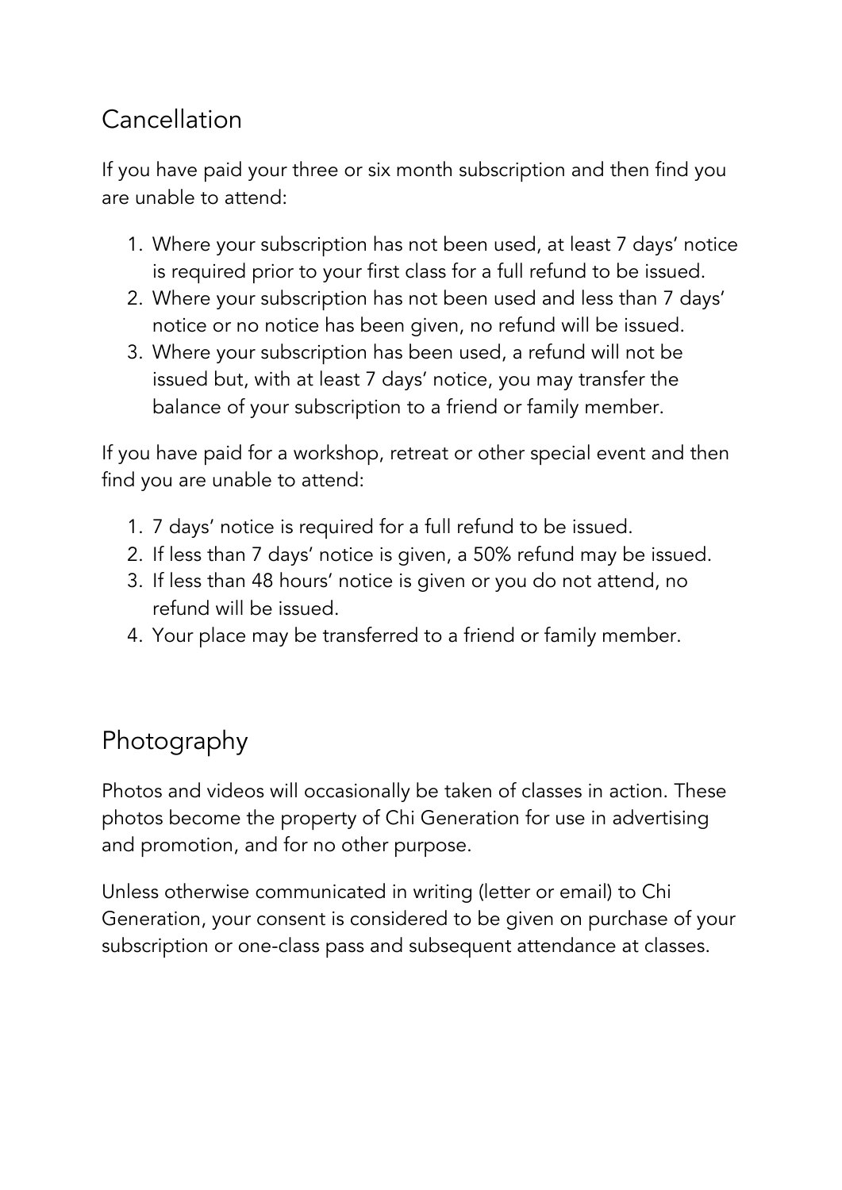## Cancellation

If you have paid your three or six month subscription and then find you are unable to attend:

1. Where your subscription has not been used, at least 7 days' notice is required prior to your first class for a full refund to be issued.
2. Where your subscription has not been used and less than 7 days' notice or no notice has been given, no refund will be issued.
3. Where your subscription has been used, a refund will not be issued but, with at least 7 days' notice, you may transfer the balance of your subscription to a friend or family member.

If you have paid for a workshop, retreat or other special event and then find you are unable to attend:

1. 7 days' notice is required for a full refund to be issued.
2. If less than 7 days' notice is given, a 50% refund may be issued.
3. If less than 48 hours' notice is given or you do not attend, no refund will be issued.
4. Your place may be transferred to a friend or family member.

## Photography

Photos and videos will occasionally be taken of classes in action. These photos become the property of Chi Generation for use in advertising and promotion, and for no other purpose.

Unless otherwise communicated in writing (letter or email) to Chi Generation, your consent is considered to be given on purchase of your subscription or one-class pass and subsequent attendance at classes.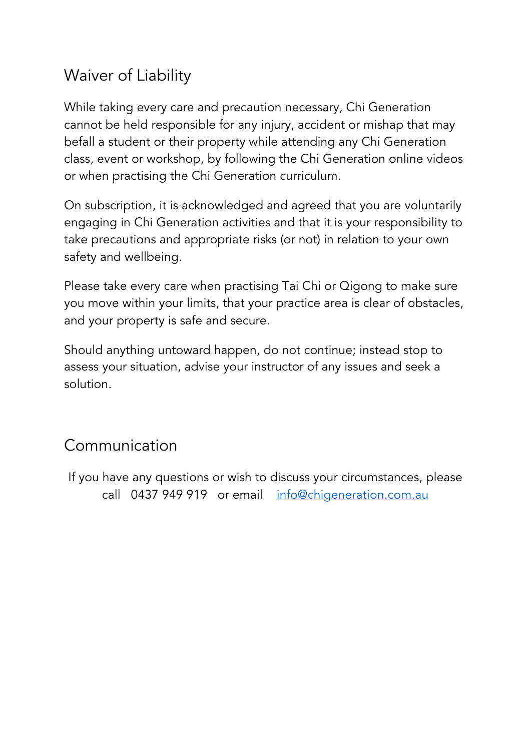## Waiver of Liability

While taking every care and precaution necessary, Chi Generation cannot be held responsible for any injury, accident or mishap that may befall a student or their property while attending any Chi Generation class, event or workshop, by following the Chi Generation online videos or when practising the Chi Generation curriculum.

On subscription, it is acknowledged and agreed that you are voluntarily engaging in Chi Generation activities and that it is your responsibility to take precautions and appropriate risks (or not) in relation to your own safety and wellbeing.

Please take every care when practising Tai Chi or Qigong to make sure you move within your limits, that your practice area is clear of obstacles, and your property is safe and secure.

Should anything untoward happen, do not continue; instead stop to assess your situation, advise your instructor of any issues and seek a solution.

## Communication

If you have any questions or wish to discuss your circumstances, please call 0437 949 919 or email info@chigeneration.com.au